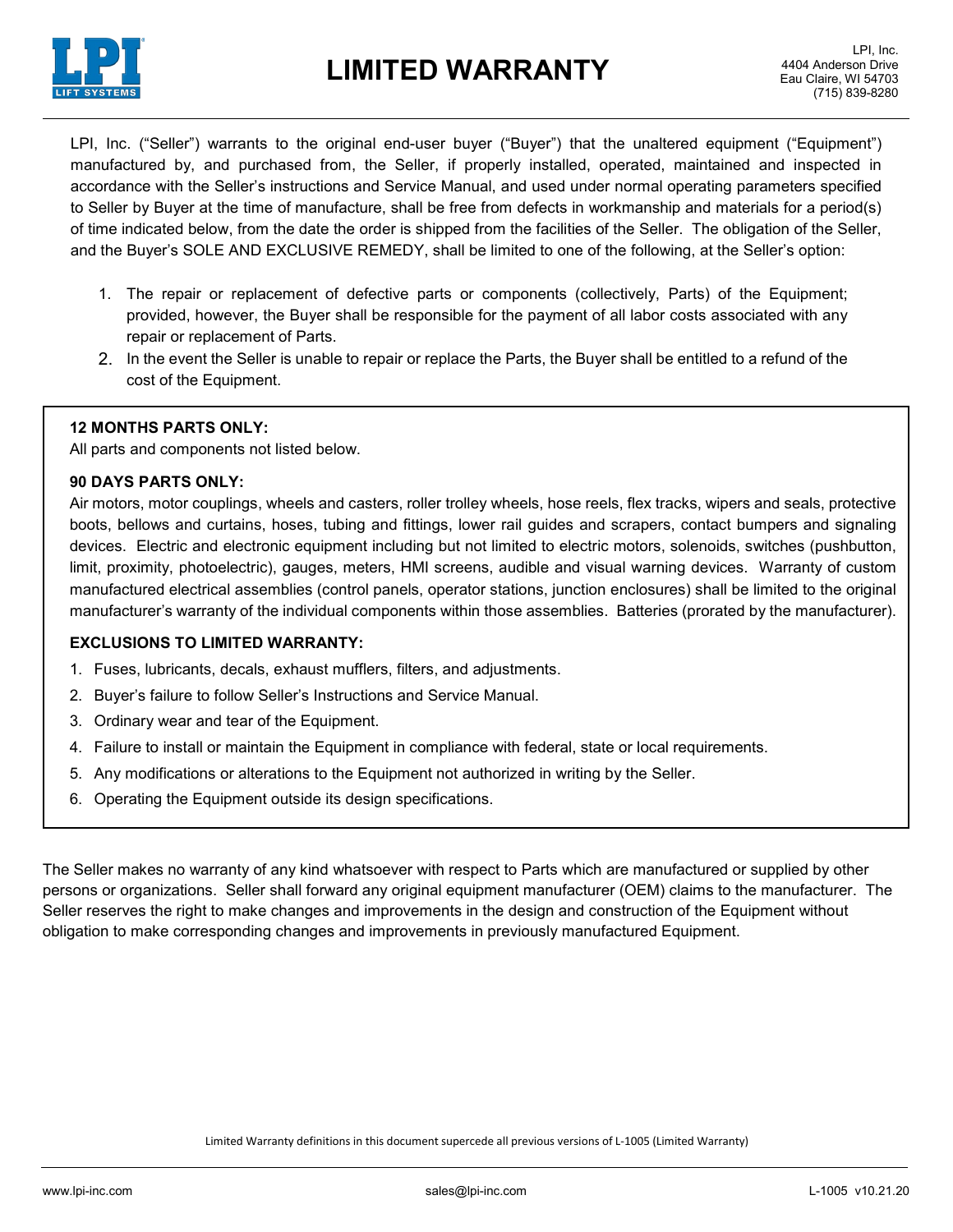# LIMITED WARRANTY

LPI, Inc.
4404 Anderson Drive
Eau Claire, WI 54703
(715) 839-8280

LPI, Inc. ("Seller") warrants to the original end-user buyer ("Buyer") that the unaltered equipment ("Equipment") manufactured by, and purchased from, the Seller, if properly installed, operated, maintained and inspected in accordance with the Seller's instructions and Service Manual, and used under normal operating parameters specified to Seller by Buyer at the time of manufacture, shall be free from defects in workmanship and materials for a period(s) of time indicated below, from the date the order is shipped from the facilities of the Seller. The obligation of the Seller, and the Buyer's SOLE AND EXCLUSIVE REMEDY, shall be limited to one of the following, at the Seller's option:

1. The repair or replacement of defective parts or components (collectively, Parts) of the Equipment; provided, however, the Buyer shall be responsible for the payment of all labor costs associated with any repair or replacement of Parts.
2. In the event the Seller is unable to repair or replace the Parts, the Buyer shall be entitled to a refund of the cost of the Equipment.

**12 MONTHS PARTS ONLY:**
All parts and components not listed below.

**90 DAYS PARTS ONLY:**
Air motors, motor couplings, wheels and casters, roller trolley wheels, hose reels, flex tracks, wipers and seals, protective boots, bellows and curtains, hoses, tubing and fittings, lower rail guides and scrapers, contact bumpers and signaling devices. Electric and electronic equipment including but not limited to electric motors, solenoids, switches (pushbutton, limit, proximity, photoelectric), gauges, meters, HMI screens, audible and visual warning devices. Warranty of custom manufactured electrical assemblies (control panels, operator stations, junction enclosures) shall be limited to the original manufacturer's warranty of the individual components within those assemblies. Batteries (prorated by the manufacturer).

**EXCLUSIONS TO LIMITED WARRANTY:**

1. Fuses, lubricants, decals, exhaust mufflers, filters, and adjustments.
2. Buyer's failure to follow Seller's Instructions and Service Manual.
3. Ordinary wear and tear of the Equipment.
4. Failure to install or maintain the Equipment in compliance with federal, state or local requirements.
5. Any modifications or alterations to the Equipment not authorized in writing by the Seller.
6. Operating the Equipment outside its design specifications.

The Seller makes no warranty of any kind whatsoever with respect to Parts which are manufactured or supplied by other persons or organizations. Seller shall forward any original equipment manufacturer (OEM) claims to the manufacturer. The Seller reserves the right to make changes and improvements in the design and construction of the Equipment without obligation to make corresponding changes and improvements in previously manufactured Equipment.

Limited Warranty definitions in this document supercede all previous versions of L-1005 (Limited Warranty)

www.lpi-inc.com sales@lpi-inc.com L-1005 v10.21.20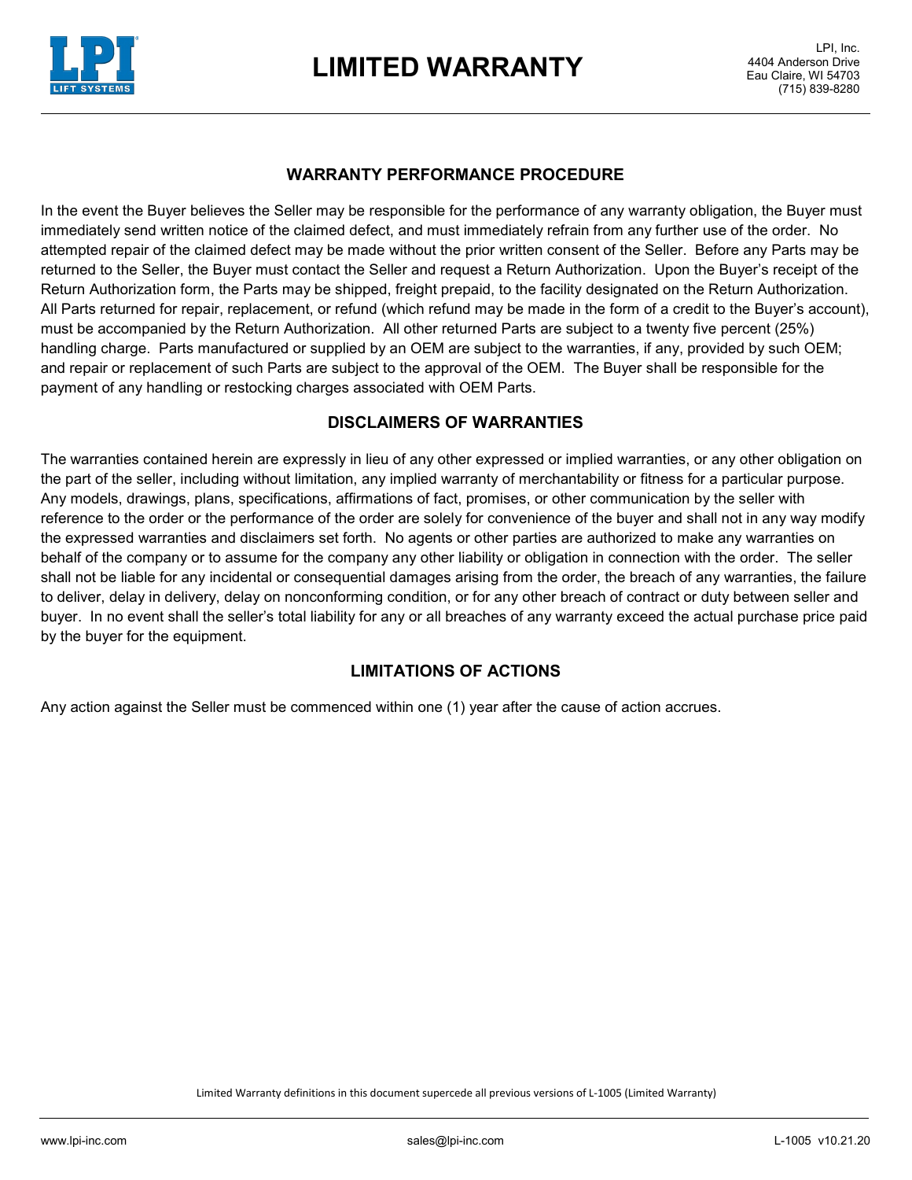# LIMITED WARRANTY

LPI, Inc.
4404 Anderson Drive
Eau Claire, WI 54703
(715) 839-8280

## WARRANTY PERFORMANCE PROCEDURE

In the event the Buyer believes the Seller may be responsible for the performance of any warranty obligation, the Buyer must immediately send written notice of the claimed defect, and must immediately refrain from any further use of the order. No attempted repair of the claimed defect may be made without the prior written consent of the Seller. Before any Parts may be returned to the Seller, the Buyer must contact the Seller and request a Return Authorization. Upon the Buyer's receipt of the Return Authorization form, the Parts may be shipped, freight prepaid, to the facility designated on the Return Authorization. All Parts returned for repair, replacement, or refund (which refund may be made in the form of a credit to the Buyer's account), must be accompanied by the Return Authorization. All other returned Parts are subject to a twenty five percent (25%) handling charge. Parts manufactured or supplied by an OEM are subject to the warranties, if any, provided by such OEM; and repair or replacement of such Parts are subject to the approval of the OEM. The Buyer shall be responsible for the payment of any handling or restocking charges associated with OEM Parts.

## DISCLAIMERS OF WARRANTIES

The warranties contained herein are expressly in lieu of any other expressed or implied warranties, or any other obligation on the part of the seller, including without limitation, any implied warranty of merchantability or fitness for a particular purpose. Any models, drawings, plans, specifications, affirmations of fact, promises, or other communication by the seller with reference to the order or the performance of the order are solely for convenience of the buyer and shall not in any way modify the expressed warranties and disclaimers set forth. No agents or other parties are authorized to make any warranties on behalf of the company or to assume for the company any other liability or obligation in connection with the order. The seller shall not be liable for any incidental or consequential damages arising from the order, the breach of any warranties, the failure to deliver, delay in delivery, delay on nonconforming condition, or for any other breach of contract or duty between seller and buyer. In no event shall the seller's total liability for any or all breaches of any warranty exceed the actual purchase price paid by the buyer for the equipment.

## LIMITATIONS OF ACTIONS

Any action against the Seller must be commenced within one (1) year after the cause of action accrues.

Limited Warranty definitions in this document supercede all previous versions of L-1005 (Limited Warranty)